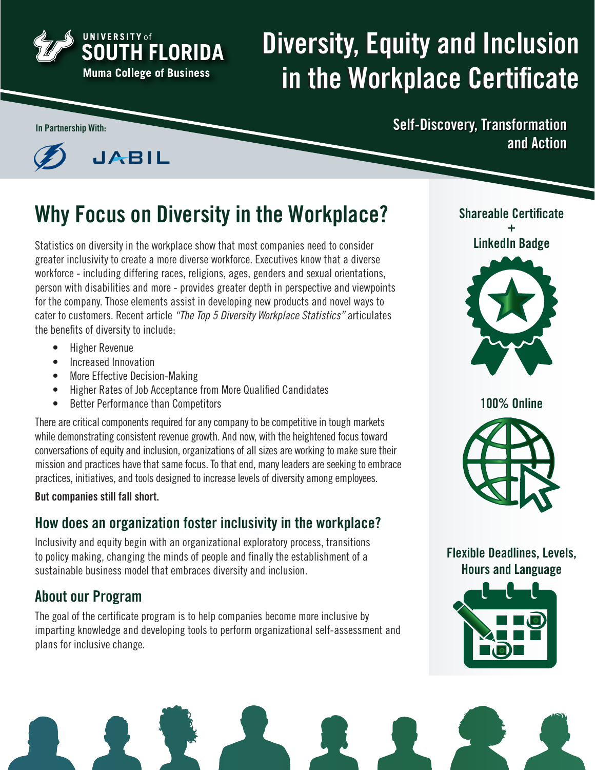UNIVERSITY of SOUTH FLORIDA
Muma College of Business

# Diversity, Equity and Inclusion in the Workplace Certificate

In Partnership With:

JABIL

**Self-Discovery, Transformation and Action**

## Why Focus on Diversity in the Workplace?

Statistics on diversity in the workplace show that most companies need to consider greater inclusivity to create a more diverse workforce. Executives know that a diverse workforce - including differing races, religions, ages, genders and sexual orientations, person with disabilities and more - provides greater depth in perspective and viewpoints for the company. Those elements assist in developing new products and novel ways to cater to customers. Recent article *"The Top 5 Diversity Workplace Statistics"* articulates the benefits of diversity to include:

- Higher Revenue
- Increased Innovation
- More Effective Decision-Making
- Higher Rates of Job Acceptance from More Qualified Candidates
- Better Performance than Competitors

There are critical components required for any company to be competitive in tough markets while demonstrating consistent revenue growth. And now, with the heightened focus toward conversations of equity and inclusion, organizations of all sizes are working to make sure their mission and practices have that same focus. To that end, many leaders are seeking to embrace practices, initiatives, and tools designed to increase levels of diversity among employees.

**But companies still fall short.**

### How does an organization foster inclusivity in the workplace?

Inclusivity and equity begin with an organizational exploratory process, transitions to policy making, changing the minds of people and finally the establishment of a sustainable business model that embraces diversity and inclusion.

### About our Program

The goal of the certificate program is to help companies become more inclusive by imparting knowledge and developing tools to perform organizational self-assessment and plans for inclusive change.

**Shareable Certificate + LinkedIn Badge**

**100% Online**

**Flexible Deadlines, Levels, Hours and Language**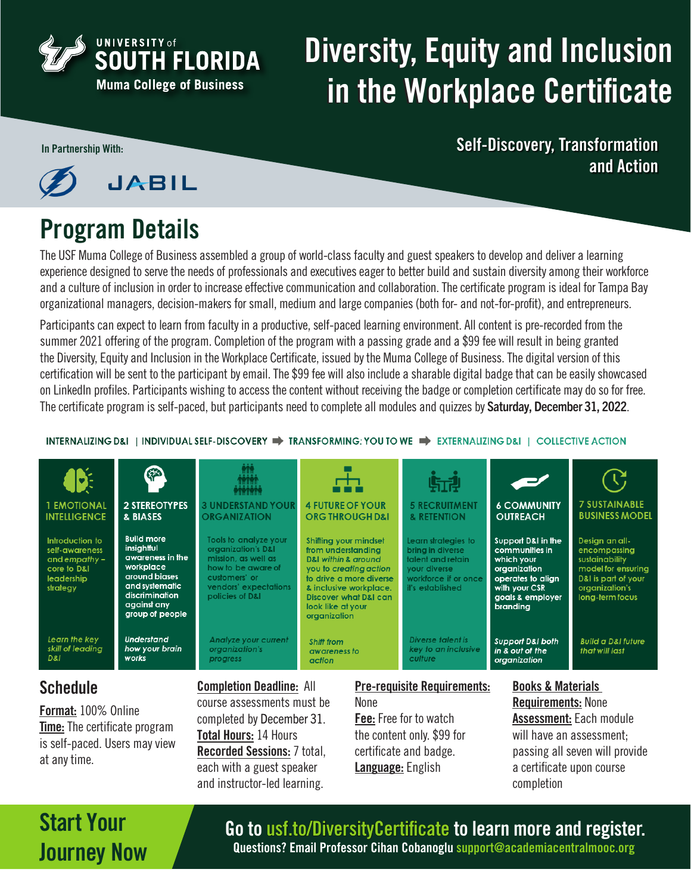UNIVERSITY of SOUTH FLORIDA
Muma College of Business

# Diversity, Equity and Inclusion in the Workplace Certificate

In Partnership With:

JABIL

## Self-Discovery, Transformation and Action

## Program Details

The USF Muma College of Business assembled a group of world-class faculty and guest speakers to develop and deliver a learning experience designed to serve the needs of professionals and executives eager to better build and sustain diversity among their workforce and a culture of inclusion in order to increase effective communication and collaboration. The certificate program is ideal for Tampa Bay organizational managers, decision-makers for small, medium and large companies (both for- and not-for-profit), and entrepreneurs.

Participants can expect to learn from faculty in a productive, self-paced learning environment. All content is pre-recorded from the summer 2021 offering of the program. Completion of the program with a passing grade and a $99 fee will result in being granted the Diversity, Equity and Inclusion in the Workplace Certificate, issued by the Muma College of Business. The digital version of this certification will be sent to the participant by email. The $99 fee will also include a sharable digital badge that can be easily showcased on LinkedIn profiles. Participants wishing to access the content without receiving the badge or completion certificate may do so for free. The certificate program is self-paced, but participants need to complete all modules and quizzes by **Saturday, December 31, 2022**.

INTERNALIZING D&I | INDIVIDUAL SELF-DISCOVERY ➡ TRANSFORMING: YOU TO WE ➡ EXTERNALIZING D&I | COLLECTIVE ACTION

| 1 EMOTIONAL INTELLIGENCE | 2 STEREOTYPES & BIASES | 3 UNDERSTAND YOUR ORGANIZATION | 4 FUTURE OF YOUR ORG THROUGH D&I | 5 RECRUITMENT & RETENTION | 6 COMMUNITY OUTREACH | 7 SUSTAINABLE BUSINESS MODEL |
|---|---|---|---|---|---|---|
| Introduction to self-awareness and empathy – core to D&I leadership strategy | Build more insightful awareness in the workplace around biases and systematic discrimination against any group of people | Tools to analyze your organization's D&I mission, as well as how to be aware of customers' or vendors' expectations policies of D&I | Shifting your mindset from understanding D&I *within* & *around* you to *creating action* to drive a more diverse & inclusive workplace. Discover what D&I can look like at your organization | Learn strategies to bring in diverse talent and retain your diverse workforce if or once it's established | Support D&I in the communities in which your organization operates to align with your CSR goals & employer branding | Design an all-encompassing sustainability model for ensuring D&I is part of your organization's long-term focus |
| *Learn the key skill of leading D&I* | *Understand how your brain works* | *Analyze your current organization's progress* | *Shift from awareness to action* | *Diverse talent is key to an inclusive culture* | *Support D&I both in & out of the organization* | *Build a D&I future that will last* |

## Schedule

**Format:** 100% Online
**Time:** The certificate program is self-paced. Users may view at any time.

**Completion Deadline:** All course assessments must be completed by December 31.
**Total Hours:** 14 Hours
**Recorded Sessions:** 7 total, each with a guest speaker and instructor-led learning.

**Pre-requisite Requirements:** None
**Fee:** Free for to watch the content only. $99 for certificate and badge.
**Language:** English

**Books & Materials Requirements:** None
**Assessment:** Each module will have an assessment; passing all seven will provide a certificate upon course completion

## Start Your Journey Now

**Go to usf.to/DiversityCertificate to learn more and register.**
Questions? Email Professor Cihan Cobanoglu support@academiacentralmooc.org